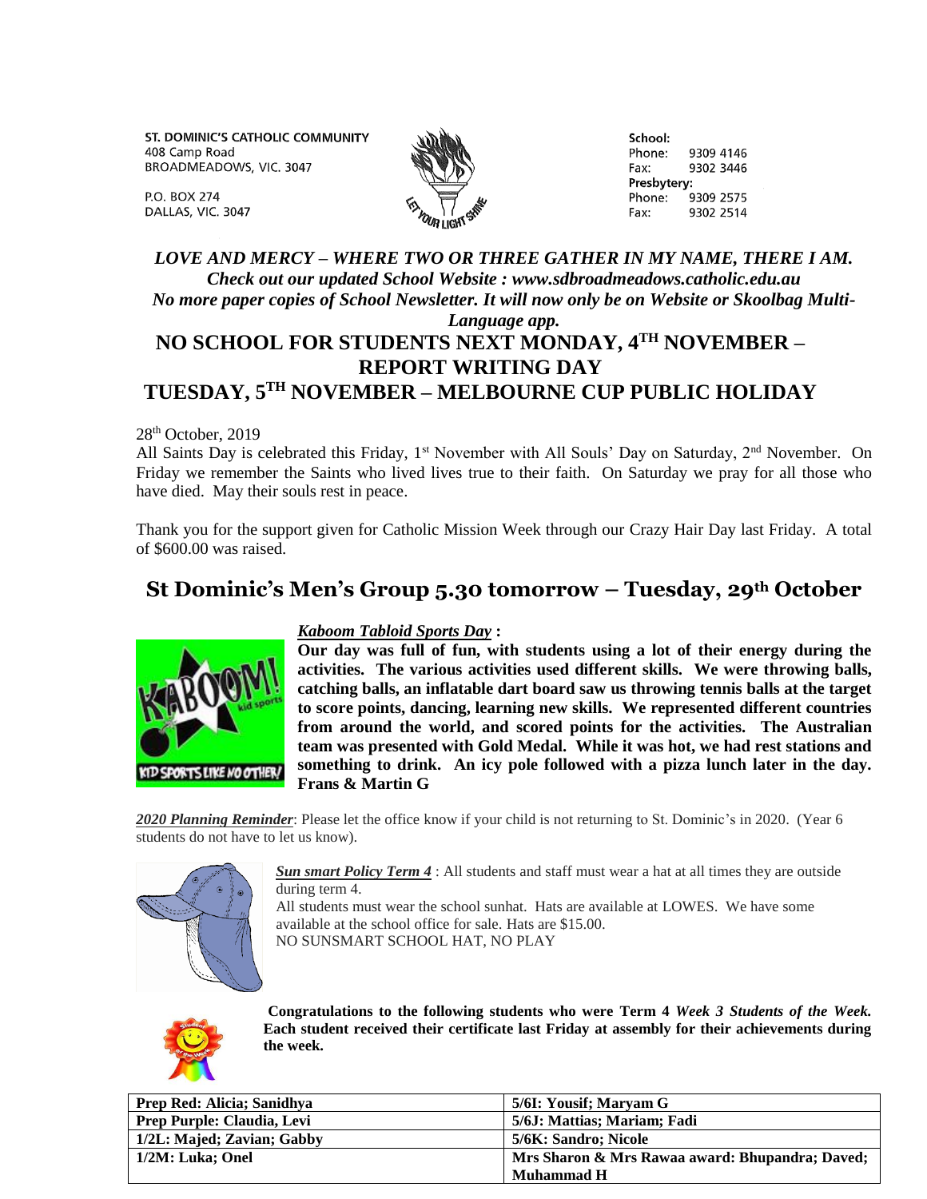ST. DOMINIC'S CATHOLIC COMMUNITY
408 Camp Road
BROADMEADOWS, VIC. 3047

P.O. BOX 274
DALLAS, VIC. 3047

School:
Phone: 9309 4146
Fax: 9302 3446
Presbytery:
Phone: 9309 2575
Fax: 9302 2514

***LOVE AND MERCY – WHERE TWO OR THREE GATHER IN MY NAME, THERE I AM.***
***Check out our updated School Website : www.sdbroadmeadows.catholic.edu.au***
***No more paper copies of School Newsletter. It will now only be on Website or Skoolbag Multi-Language app.***

# NO SCHOOL FOR STUDENTS NEXT MONDAY, 4TH NOVEMBER – REPORT WRITING DAY

# TUESDAY, 5TH NOVEMBER – MELBOURNE CUP PUBLIC HOLIDAY

28th October, 2019

All Saints Day is celebrated this Friday, 1st November with All Souls' Day on Saturday, 2nd November. On Friday we remember the Saints who lived lives true to their faith. On Saturday we pray for all those who have died. May their souls rest in peace.

Thank you for the support given for Catholic Mission Week through our Crazy Hair Day last Friday. A total of $600.00 was raised.

## St Dominic's Men's Group 5.30 tomorrow – Tuesday, 29th October

***Kaboom Tabloid Sports Day*** **:**

**Our day was full of fun, with students using a lot of their energy during the activities. The various activities used different skills. We were throwing balls, catching balls, an inflatable dart board saw us throwing tennis balls at the target to score points, dancing, learning new skills. We represented different countries from around the world, and scored points for the activities. The Australian team was presented with Gold Medal. While it was hot, we had rest stations and something to drink. An icy pole followed with a pizza lunch later in the day. Frans & Martin G**

***2020 Planning Reminder***: Please let the office know if your child is not returning to St. Dominic's in 2020. (Year 6 students do not have to let us know).

***Sun smart Policy Term 4*** : All students and staff must wear a hat at all times they are outside during term 4.
All students must wear the school sunhat. Hats are available at LOWES. We have some available at the school office for sale. Hats are $15.00.
NO SUNSMART SCHOOL HAT, NO PLAY

**Congratulations to the following students who were Term 4 *Week 3 Students of the Week.* Each student received their certificate last Friday at assembly for their achievements during the week.**

| | |
|---|---|
| **Prep Red: Alicia; Sanidhya** | **5/6I: Yousif; Maryam G** |
| **Prep Purple: Claudia, Levi** | **5/6J: Mattias; Mariam; Fadi** |
| **1/2L: Majed; Zavian; Gabby** | **5/6K: Sandro; Nicole** |
| **1/2M: Luka; Onel** | **Mrs Sharon & Mrs Rawaa award: Bhupandra; Daved; Muhammad H** |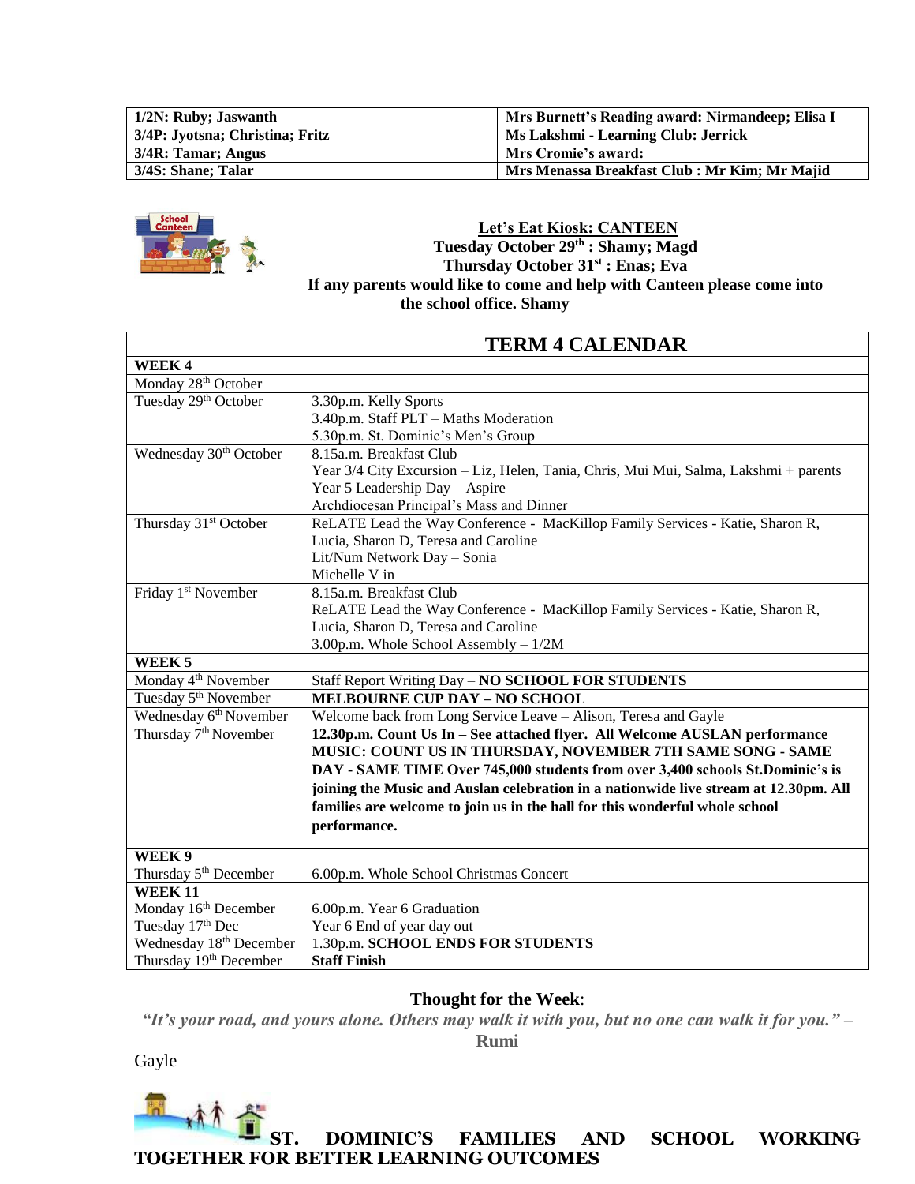| | |
|---|---|
| **1/2N: Ruby; Jaswanth** | **Mrs Burnett's Reading award: Nirmandeep; Elisa I** |
| **3/4P: Jyotsna; Christina; Fritz** | **Ms Lakshmi - Learning Club: Jerrick** |
| **3/4R: Tamar; Angus** | **Mrs Cromie's award:** |
| **3/4S: Shane; Talar** | **Mrs Menassa Breakfast Club : Mr Kim; Mr Majid** |

**Let's Eat Kiosk: CANTEEN**

**Tuesday October 29th : Shamy; Magd**

**Thursday October 31st : Enas; Eva**

**If any parents would like to come and help with Canteen please come into the school office. Shamy**

| | **TERM 4 CALENDAR** |
|---|---|
| **WEEK 4** | |
| Monday 28th October | |
| Tuesday 29th October | 3.30p.m. Kelly Sports<br>3.40p.m. Staff PLT – Maths Moderation<br>5.30p.m. St. Dominic's Men's Group |
| Wednesday 30th October | 8.15a.m. Breakfast Club<br>Year 3/4 City Excursion – Liz, Helen, Tania, Chris, Mui Mui, Salma, Lakshmi + parents<br>Year 5 Leadership Day – Aspire<br>Archdiocesan Principal's Mass and Dinner |
| Thursday 31st October | ReLATE Lead the Way Conference - MacKillop Family Services - Katie, Sharon R, Lucia, Sharon D, Teresa and Caroline<br>Lit/Num Network Day – Sonia<br>Michelle V in |
| Friday 1st November | 8.15a.m. Breakfast Club<br>ReLATE Lead the Way Conference - MacKillop Family Services - Katie, Sharon R, Lucia, Sharon D, Teresa and Caroline<br>3.00p.m. Whole School Assembly – 1/2M |
| **WEEK 5** | |
| Monday 4th November | Staff Report Writing Day – **NO SCHOOL FOR STUDENTS** |
| Tuesday 5th November | **MELBOURNE CUP DAY – NO SCHOOL** |
| Wednesday 6th November | Welcome back from Long Service Leave – Alison, Teresa and Gayle |
| Thursday 7th November | **12.30p.m. Count Us In – See attached flyer. All Welcome AUSLAN performance MUSIC: COUNT US IN THURSDAY, NOVEMBER 7TH SAME SONG - SAME DAY - SAME TIME Over 745,000 students from over 3,400 schools St.Dominic's is joining the Music and Auslan celebration in a nationwide live stream at 12.30pm. All families are welcome to join us in the hall for this wonderful whole school performance.** |
| **WEEK 9**<br>Thursday 5th December | 6.00p.m. Whole School Christmas Concert |
| **WEEK 11**<br>Monday 16th December<br>Tuesday 17th Dec<br>Wednesday 18th December<br>Thursday 19th December | 6.00p.m. Year 6 Graduation<br>Year 6 End of year day out<br>1.30p.m. **SCHOOL ENDS FOR STUDENTS**<br>**Staff Finish** |

**Thought for the Week**:

***"It's your road, and yours alone. Others may walk it with you, but no one can walk it for you." –* Rumi**

Gayle

**ST. DOMINIC'S FAMILIES AND SCHOOL WORKING TOGETHER FOR BETTER LEARNING OUTCOMES**